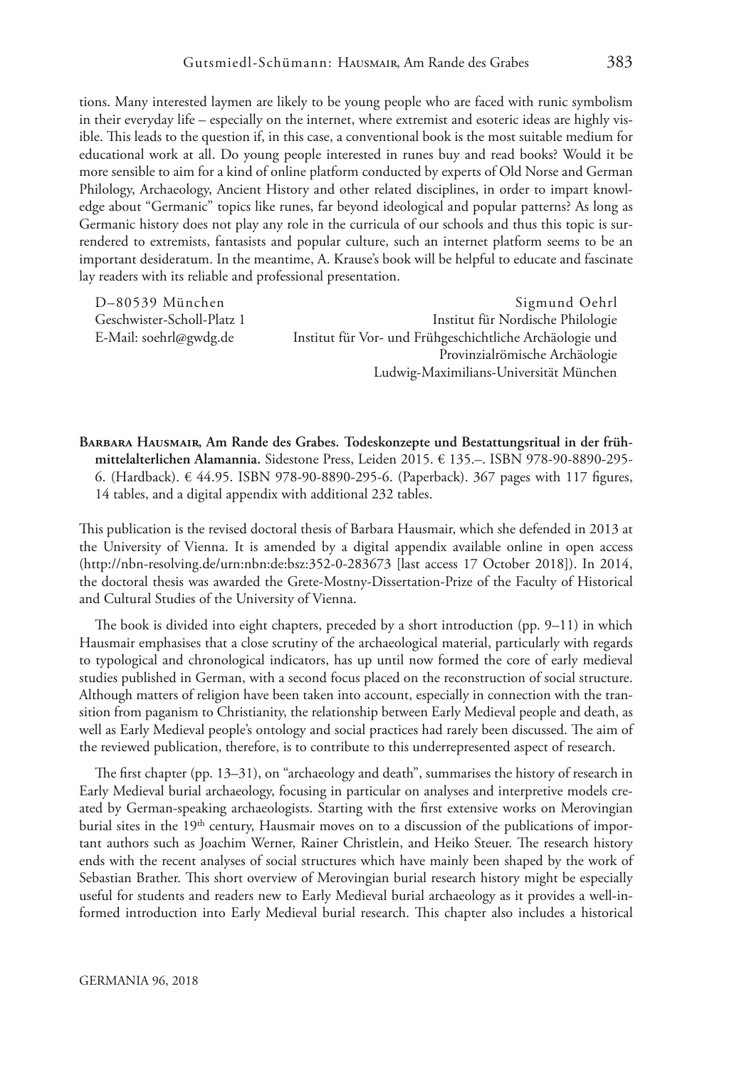tions. Many interested laymen are likely to be young people who are faced with runic symbolism in their everyday life – especially on the internet, where extremist and esoteric ideas are highly visible. This leads to the question if, in this case, a conventional book is the most suitable medium for educational work at all. Do young people interested in runes buy and read books? Would it be more sensible to aim for a kind of online platform conducted by experts of Old Norse and German Philology, Archaeology, Ancient History and other related disciplines, in order to impart knowledge about "Germanic" topics like runes, far beyond ideological and popular patterns? As long as Germanic history does not play any role in the curricula of our schools and thus this topic is surrendered to extremists, fantasists and popular culture, such an internet platform seems to be an important desideratum. In the meantime, A. Krause's book will be helpful to educate and fascinate lay readers with its reliable and professional presentation.

D–80539 München
Geschwister-Scholl-Platz 1
E-Mail: soehrl@gwdg.de

Sigmund Oehrl
Institut für Nordische Philologie
Institut für Vor- und Frühgeschichtliche Archäologie und Provinzialrömische Archäologie
Ludwig-Maximilians-Universität München

**Barbara Hausmair, Am Rande des Grabes. Todeskonzepte und Bestattungsritual in der frühmittelalterlichen Alamannia.** Sidestone Press, Leiden 2015. € 135.–. ISBN 978-90-8890-295-6. (Hardback). € 44.95. ISBN 978-90-8890-295-6. (Paperback). 367 pages with 117 figures, 14 tables, and a digital appendix with additional 232 tables.

This publication is the revised doctoral thesis of Barbara Hausmair, which she defended in 2013 at the University of Vienna. It is amended by a digital appendix available online in open access (http://nbn-resolving.de/urn:nbn:de:bsz:352-0-283673 [last access 17 October 2018]). In 2014, the doctoral thesis was awarded the Grete-Mostny-Dissertation-Prize of the Faculty of Historical and Cultural Studies of the University of Vienna.

The book is divided into eight chapters, preceded by a short introduction (pp. 9–11) in which Hausmair emphasises that a close scrutiny of the archaeological material, particularly with regards to typological and chronological indicators, has up until now formed the core of early medieval studies published in German, with a second focus placed on the reconstruction of social structure. Although matters of religion have been taken into account, especially in connection with the transition from paganism to Christianity, the relationship between Early Medieval people and death, as well as Early Medieval people's ontology and social practices had rarely been discussed. The aim of the reviewed publication, therefore, is to contribute to this underrepresented aspect of research.

The first chapter (pp. 13–31), on "archaeology and death", summarises the history of research in Early Medieval burial archaeology, focusing in particular on analyses and interpretive models created by German-speaking archaeologists. Starting with the first extensive works on Merovingian burial sites in the 19th century, Hausmair moves on to a discussion of the publications of important authors such as Joachim Werner, Rainer Christlein, and Heiko Steuer. The research history ends with the recent analyses of social structures which have mainly been shaped by the work of Sebastian Brather. This short overview of Merovingian burial research history might be especially useful for students and readers new to Early Medieval burial archaeology as it provides a well-informed introduction into Early Medieval burial research. This chapter also includes a historical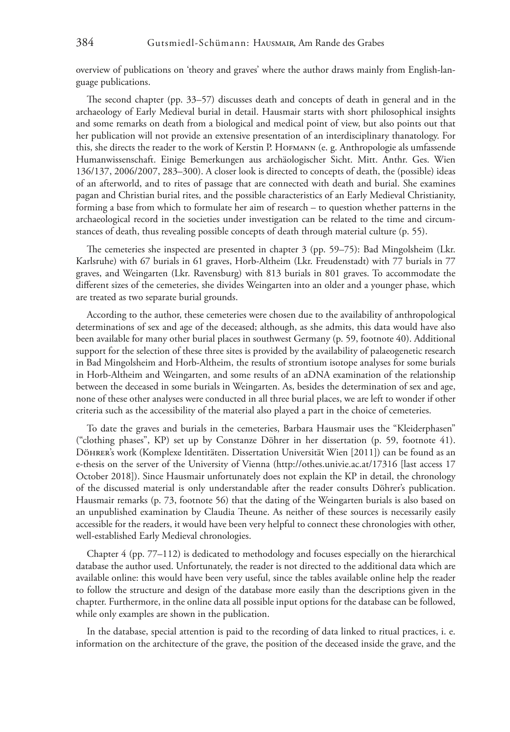overview of publications on 'theory and graves' where the author draws mainly from English-language publications.

The second chapter (pp. 33–57) discusses death and concepts of death in general and in the archaeology of Early Medieval burial in detail. Hausmair starts with short philosophical insights and some remarks on death from a biological and medical point of view, but also points out that her publication will not provide an extensive presentation of an interdisciplinary thanatology. For this, she directs the reader to the work of Kerstin P. Hofmann (e. g. Anthropologie als umfassende Humanwissenschaft. Einige Bemerkungen aus archäologischer Sicht. Mitt. Anthr. Ges. Wien 136/137, 2006/2007, 283–300). A closer look is directed to concepts of death, the (possible) ideas of an afterworld, and to rites of passage that are connected with death and burial. She examines pagan and Christian burial rites, and the possible characteristics of an Early Medieval Christianity, forming a base from which to formulate her aim of research – to question whether patterns in the archaeological record in the societies under investigation can be related to the time and circumstances of death, thus revealing possible concepts of death through material culture (p. 55).

The cemeteries she inspected are presented in chapter 3 (pp. 59–75): Bad Mingolsheim (Lkr. Karlsruhe) with 67 burials in 61 graves, Horb-Altheim (Lkr. Freudenstadt) with 77 burials in 77 graves, and Weingarten (Lkr. Ravensburg) with 813 burials in 801 graves. To accommodate the different sizes of the cemeteries, she divides Weingarten into an older and a younger phase, which are treated as two separate burial grounds.

According to the author, these cemeteries were chosen due to the availability of anthropological determinations of sex and age of the deceased; although, as she admits, this data would have also been available for many other burial places in southwest Germany (p. 59, footnote 40). Additional support for the selection of these three sites is provided by the availability of palaeogenetic research in Bad Mingolsheim and Horb-Altheim, the results of strontium isotope analyses for some burials in Horb-Altheim and Weingarten, and some results of an aDNA examination of the relationship between the deceased in some burials in Weingarten. As, besides the determination of sex and age, none of these other analyses were conducted in all three burial places, we are left to wonder if other criteria such as the accessibility of the material also played a part in the choice of cemeteries.

To date the graves and burials in the cemeteries, Barbara Hausmair uses the "Kleiderphasen" ("clothing phases", KP) set up by Constanze Döhrer in her dissertation (p. 59, footnote 41). Döhrer's work (Komplexe Identitäten. Dissertation Universität Wien [2011]) can be found as an e-thesis on the server of the University of Vienna (http://othes.univie.ac.at/17316 [last access 17 October 2018]). Since Hausmair unfortunately does not explain the KP in detail, the chronology of the discussed material is only understandable after the reader consults Döhrer's publication. Hausmair remarks (p. 73, footnote 56) that the dating of the Weingarten burials is also based on an unpublished examination by Claudia Theune. As neither of these sources is necessarily easily accessible for the readers, it would have been very helpful to connect these chronologies with other, well-established Early Medieval chronologies.

Chapter 4 (pp. 77–112) is dedicated to methodology and focuses especially on the hierarchical database the author used. Unfortunately, the reader is not directed to the additional data which are available online: this would have been very useful, since the tables available online help the reader to follow the structure and design of the database more easily than the descriptions given in the chapter. Furthermore, in the online data all possible input options for the database can be followed, while only examples are shown in the publication.

In the database, special attention is paid to the recording of data linked to ritual practices, i. e. information on the architecture of the grave, the position of the deceased inside the grave, and the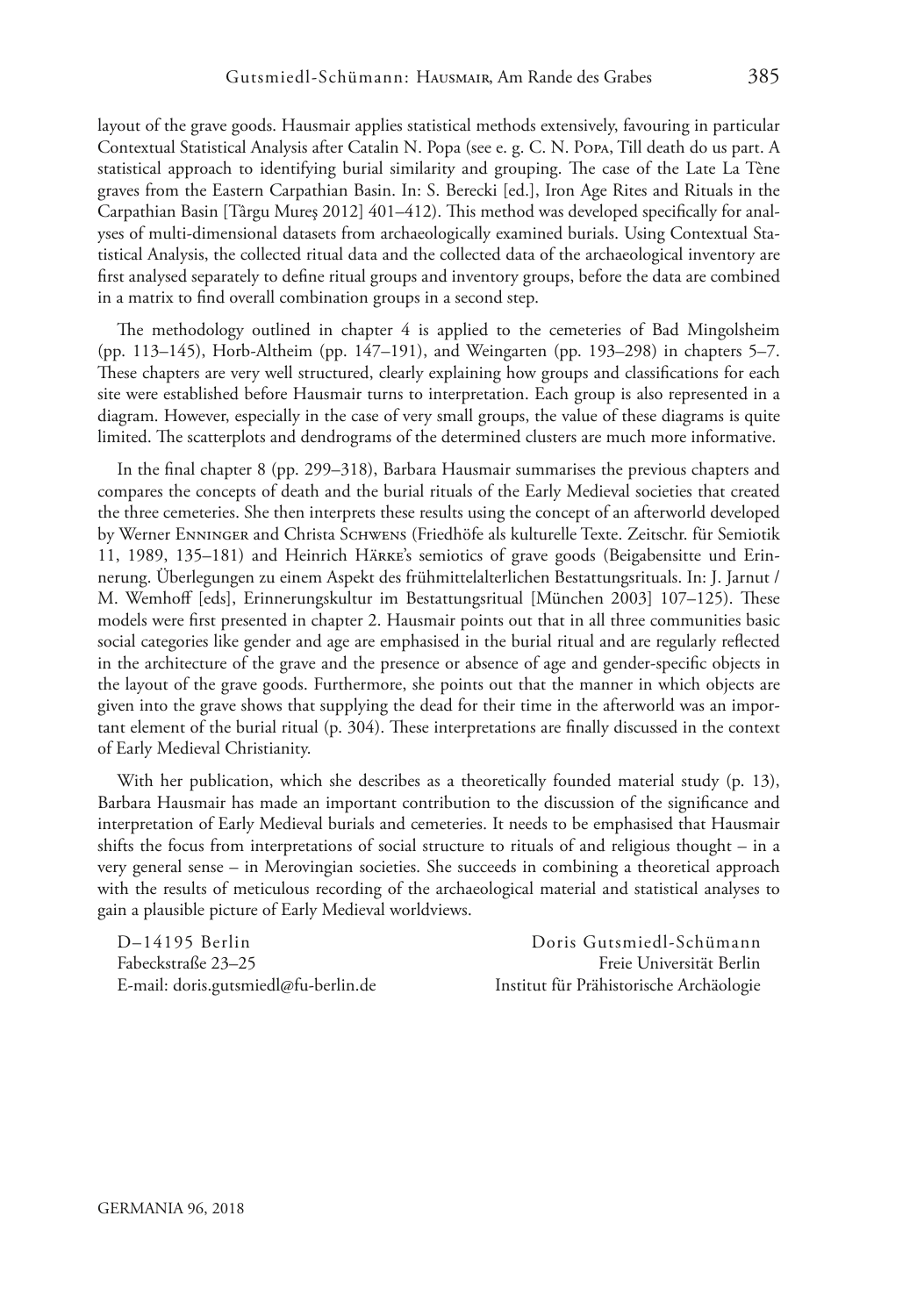layout of the grave goods. Hausmair applies statistical methods extensively, favouring in particular Contextual Statistical Analysis after Catalin N. Popa (see e. g. C. N. Popa, Till death do us part. A statistical approach to identifying burial similarity and grouping. The case of the Late La Tène graves from the Eastern Carpathian Basin. In: S. Berecki [ed.], Iron Age Rites and Rituals in the Carpathian Basin [Târgu Mureş 2012] 401–412). This method was developed specifically for analyses of multi-dimensional datasets from archaeologically examined burials. Using Contextual Statistical Analysis, the collected ritual data and the collected data of the archaeological inventory are first analysed separately to define ritual groups and inventory groups, before the data are combined in a matrix to find overall combination groups in a second step.

The methodology outlined in chapter 4 is applied to the cemeteries of Bad Mingolsheim (pp. 113–145), Horb-Altheim (pp. 147–191), and Weingarten (pp. 193–298) in chapters 5–7. These chapters are very well structured, clearly explaining how groups and classifications for each site were established before Hausmair turns to interpretation. Each group is also represented in a diagram. However, especially in the case of very small groups, the value of these diagrams is quite limited. The scatterplots and dendrograms of the determined clusters are much more informative.

In the final chapter 8 (pp. 299–318), Barbara Hausmair summarises the previous chapters and compares the concepts of death and the burial rituals of the Early Medieval societies that created the three cemeteries. She then interprets these results using the concept of an afterworld developed by Werner Enninger and Christa Schwens (Friedhöfe als kulturelle Texte. Zeitschr. für Semiotik 11, 1989, 135–181) and Heinrich Härke's semiotics of grave goods (Beigabensitte und Erinnerung. Überlegungen zu einem Aspekt des frühmittelalterlichen Bestattungsrituals. In: J. Jarnut / M. Wemhoff [eds], Erinnerungskultur im Bestattungsritual [München 2003] 107–125). These models were first presented in chapter 2. Hausmair points out that in all three communities basic social categories like gender and age are emphasised in the burial ritual and are regularly reflected in the architecture of the grave and the presence or absence of age and gender-specific objects in the layout of the grave goods. Furthermore, she points out that the manner in which objects are given into the grave shows that supplying the dead for their time in the afterworld was an important element of the burial ritual (p. 304). These interpretations are finally discussed in the context of Early Medieval Christianity.

With her publication, which she describes as a theoretically founded material study (p. 13), Barbara Hausmair has made an important contribution to the discussion of the significance and interpretation of Early Medieval burials and cemeteries. It needs to be emphasised that Hausmair shifts the focus from interpretations of social structure to rituals of and religious thought – in a very general sense – in Merovingian societies. She succeeds in combining a theoretical approach with the results of meticulous recording of the archaeological material and statistical analyses to gain a plausible picture of Early Medieval worldviews.

D–14195 Berlin
Fabeckstraße 23–25
E-mail: doris.gutsmiedl@fu-berlin.de

Doris Gutsmiedl-Schümann
Freie Universität Berlin
Institut für Prähistorische Archäologie